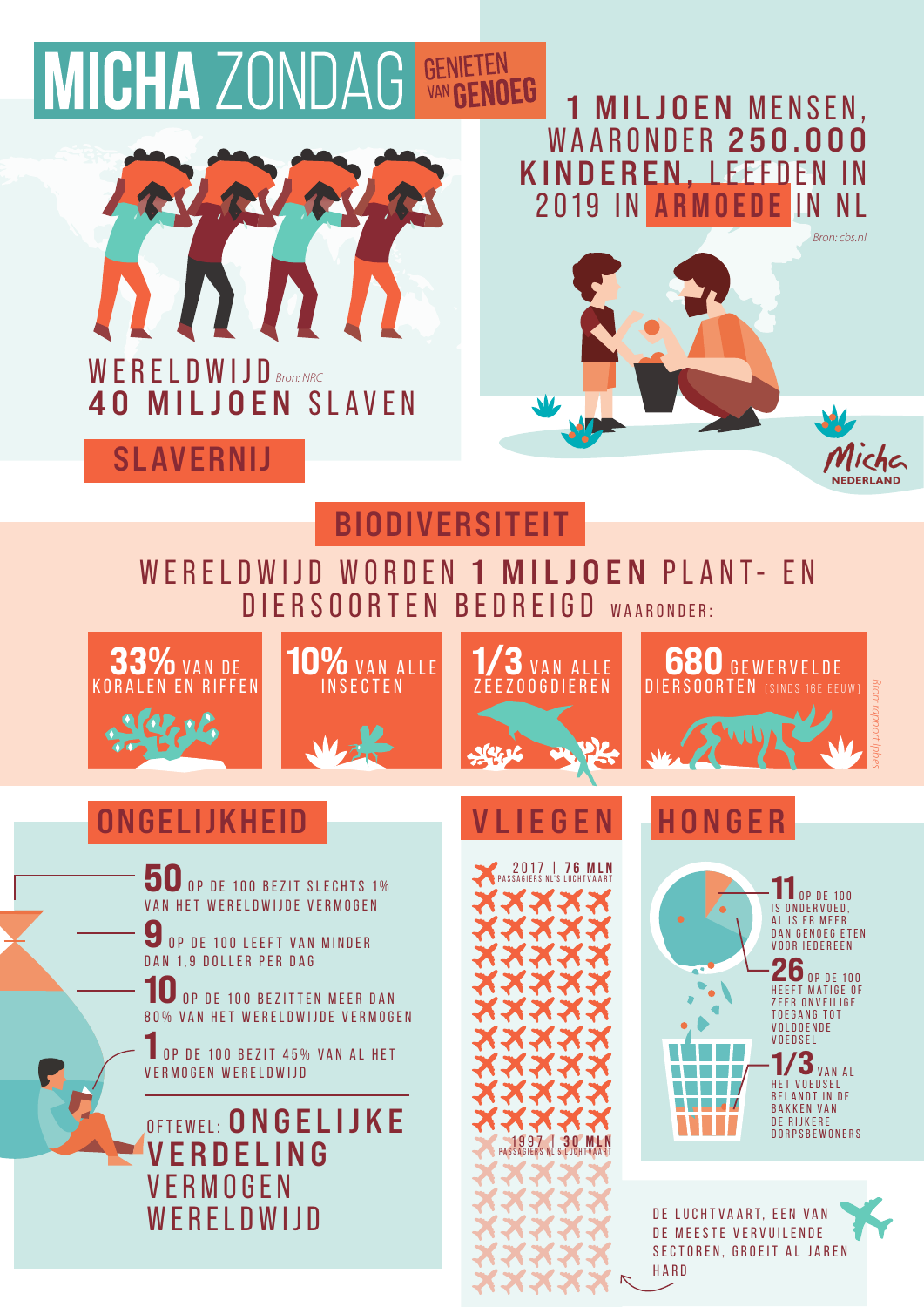# MICHA ZONDAG GENIETEN VAN GENOEG

## SLAVERNIJ

WERELDWIJD *Bron: NRC*
**40 MILJOEN** SLAVEN

**1 MILJOEN** MENSEN, WAARONDER **250.000 KINDEREN**, LEEFDEN IN 2019 IN **ARMOEDE** IN NL

*Bron: cbs.nl*

Micha NEDERLAND

## BIODIVERSITEIT

WERELDWIJD WORDEN **1 MILJOEN** PLANT- EN DIERSOORTEN BEDREIGD WAARONDER:

- **33%** VAN DE KORALEN EN RIFFEN
- **10%** VAN ALLE INSECTEN
- **1/3** VAN ALLE ZEEZOOGDIEREN
- **680** GEWERVELDE DIERSOORTEN (SINDS 16E EEUW)

*Bron: rapport ipbes*

## ONGELIJKHEID

- **50** OP DE 100 BEZIT SLECHTS 1% VAN HET WERELDWIJDE VERMOGEN
- **9** OP DE 100 LEEFT VAN MINDER DAN 1,9 DOLLER PER DAG
- **10** OP DE 100 BEZITTEN MEER DAN 80% VAN HET WERELDWIJDE VERMOGEN
- **1** OP DE 100 BEZIT 45% VAN AL HET VERMOGEN WERELDWIJD

OFTEWEL: **ONGELIJKE VERDELING** VERMOGEN WERELDWIJD

## VLIEGEN

2017 | **76 MLN** PASSAGIERS NL'S LUCHTVAART

1997 | **30 MLN** PASSAGIERS NL'S LUCHTVAART

DE LUCHTVAART, EEN VAN DE MEESTE VERVUILENDE SECTOREN, GROEIT AL JAREN HARD

## HONGER

- **11** OP DE 100 IS ONDERVOED, AL IS ER MEER DAN GENOEG ETEN VOOR IEDEREEN
- **26** OP DE 100 HEEFT MATIGE OF ZEER ONVEILIGE TOEGANG TOT VOLDOENDE VOEDSEL
- **1/3** VAN AL HET VOEDSEL BELANDT IN DE BAKKEN VAN DE RIJKERE DORPSBEWONERS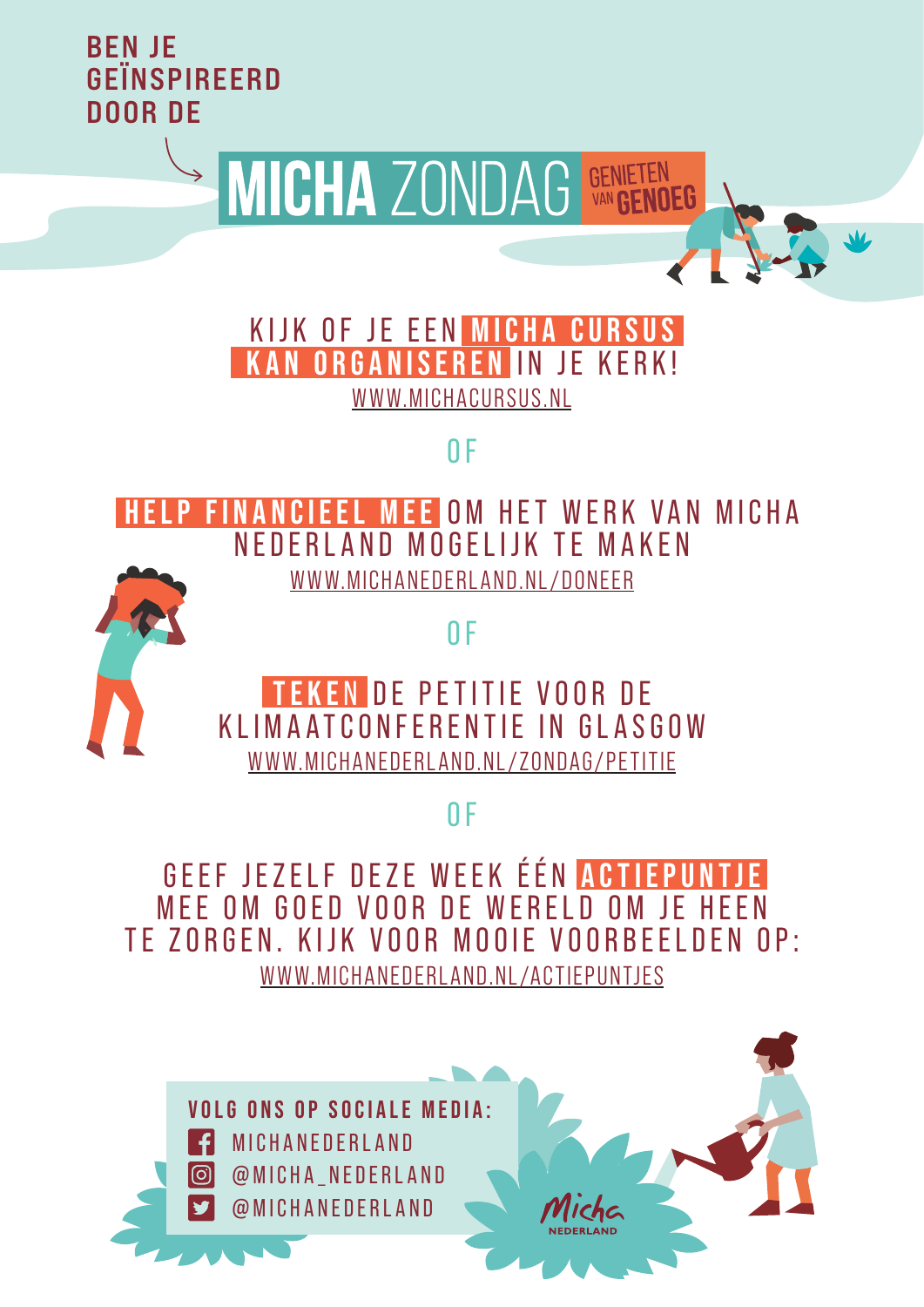**BEN JE GEÏNSPIREERD DOOR DE**

# MICHA ZONDAG

GENIETEN VAN GENOEG

KIJK OF JE EEN **MICHA CURSUS KAN ORGANISEREN** IN JE KERK!

WWW.MICHACURSUS.NL

OF

**HELP FINANCIEEL MEE** OM HET WERK VAN MICHA NEDERLAND MOGELIJK TE MAKEN

WWW.MICHANEDERLAND.NL/DONEER

OF

**TEKEN** DE PETITIE VOOR DE KLIMAATCONFERENTIE IN GLASGOW

WWW.MICHANEDERLAND.NL/ZONDAG/PETITIE

OF

GEEF JEZELF DEZE WEEK ÉÉN **ACTIEPUNTJE** MEE OM GOED VOOR DE WERELD OM JE HEEN TE ZORGEN. KIJK VOOR MOOIE VOORBEELDEN OP:

WWW.MICHANEDERLAND.NL/ACTIEPUNTJES

**VOLG ONS OP SOCIALE MEDIA:**

- MICHANEDERLAND
- @MICHA_NEDERLAND
- @MICHANEDERLAND

Micha NEDERLAND